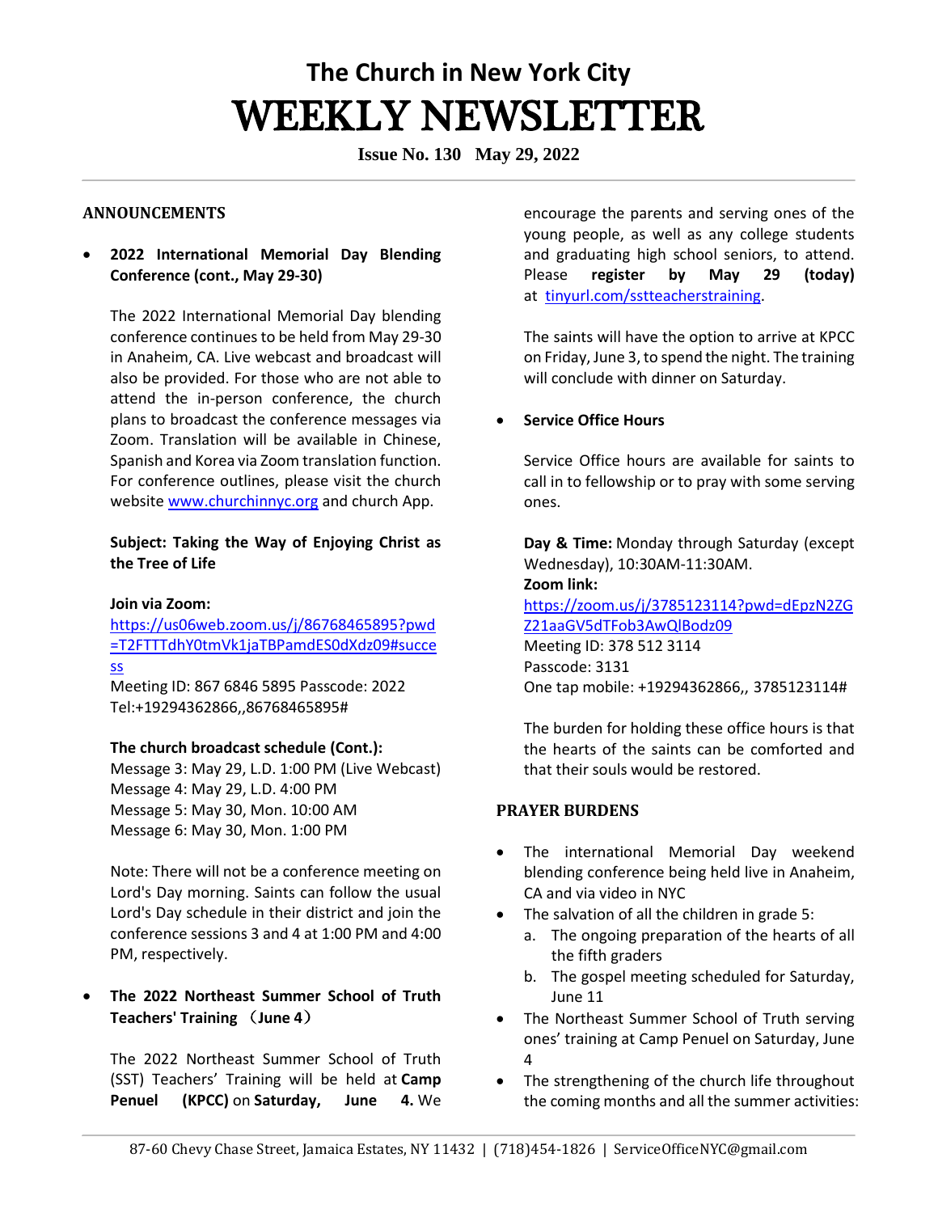# The Church in New York City

# WEEKLY NEWSLETTER

**Issue No. 130 May 29, 2022**

## ANNOUNCEMENTS

- **2022 International Memorial Day Blending Conference (cont., May 29-30)**

  The 2022 International Memorial Day blending conference continues to be held from May 29-30 in Anaheim, CA. Live webcast and broadcast will also be provided. For those who are not able to attend the in-person conference, the church plans to broadcast the conference messages via Zoom. Translation will be available in Chinese, Spanish and Korea via Zoom translation function. For conference outlines, please visit the church website www.churchinnyc.org and church App.

  **Subject: Taking the Way of Enjoying Christ as the Tree of Life**

  **Join via Zoom:**
  https://us06web.zoom.us/j/86768465895?pwd=T2FTTTdhY0tmVk1jaTBPamdES0dXdz09#success
  Meeting ID: 867 6846 5895 Passcode: 2022
  Tel:+19294362866,,86768465895#

  **The church broadcast schedule (Cont.):**
  Message 3: May 29, L.D. 1:00 PM (Live Webcast)
  Message 4: May 29, L.D. 4:00 PM
  Message 5: May 30, Mon. 10:00 AM
  Message 6: May 30, Mon. 1:00 PM

  Note: There will not be a conference meeting on Lord's Day morning. Saints can follow the usual Lord's Day schedule in their district and join the conference sessions 3 and 4 at 1:00 PM and 4:00 PM, respectively.

- **The 2022 Northeast Summer School of Truth Teachers' Training （June 4）**

  The 2022 Northeast Summer School of Truth (SST) Teachers' Training will be held at **Camp Penuel (KPCC)** on **Saturday, June 4.** We encourage the parents and serving ones of the young people, as well as any college students and graduating high school seniors, to attend. Please **register by May 29 (today)** at tinyurl.com/sstteacherstraining.

  The saints will have the option to arrive at KPCC on Friday, June 3, to spend the night. The training will conclude with dinner on Saturday.

- **Service Office Hours**

  Service Office hours are available for saints to call in to fellowship or to pray with some serving ones.

  **Day & Time:** Monday through Saturday (except Wednesday), 10:30AM-11:30AM.
  **Zoom link:**
  https://zoom.us/j/3785123114?pwd=dEpzN2ZGZ21aaGV5dTFob3AwQlBodz09
  Meeting ID: 378 512 3114
  Passcode: 3131
  One tap mobile: +19294362866,, 3785123114#

  The burden for holding these office hours is that the hearts of the saints can be comforted and that their souls would be restored.

## PRAYER BURDENS

- The international Memorial Day weekend blending conference being held live in Anaheim, CA and via video in NYC
- The salvation of all the children in grade 5:
  a. The ongoing preparation of the hearts of all the fifth graders
  b. The gospel meeting scheduled for Saturday, June 11
- The Northeast Summer School of Truth serving ones' training at Camp Penuel on Saturday, June 4
- The strengthening of the church life throughout the coming months and all the summer activities: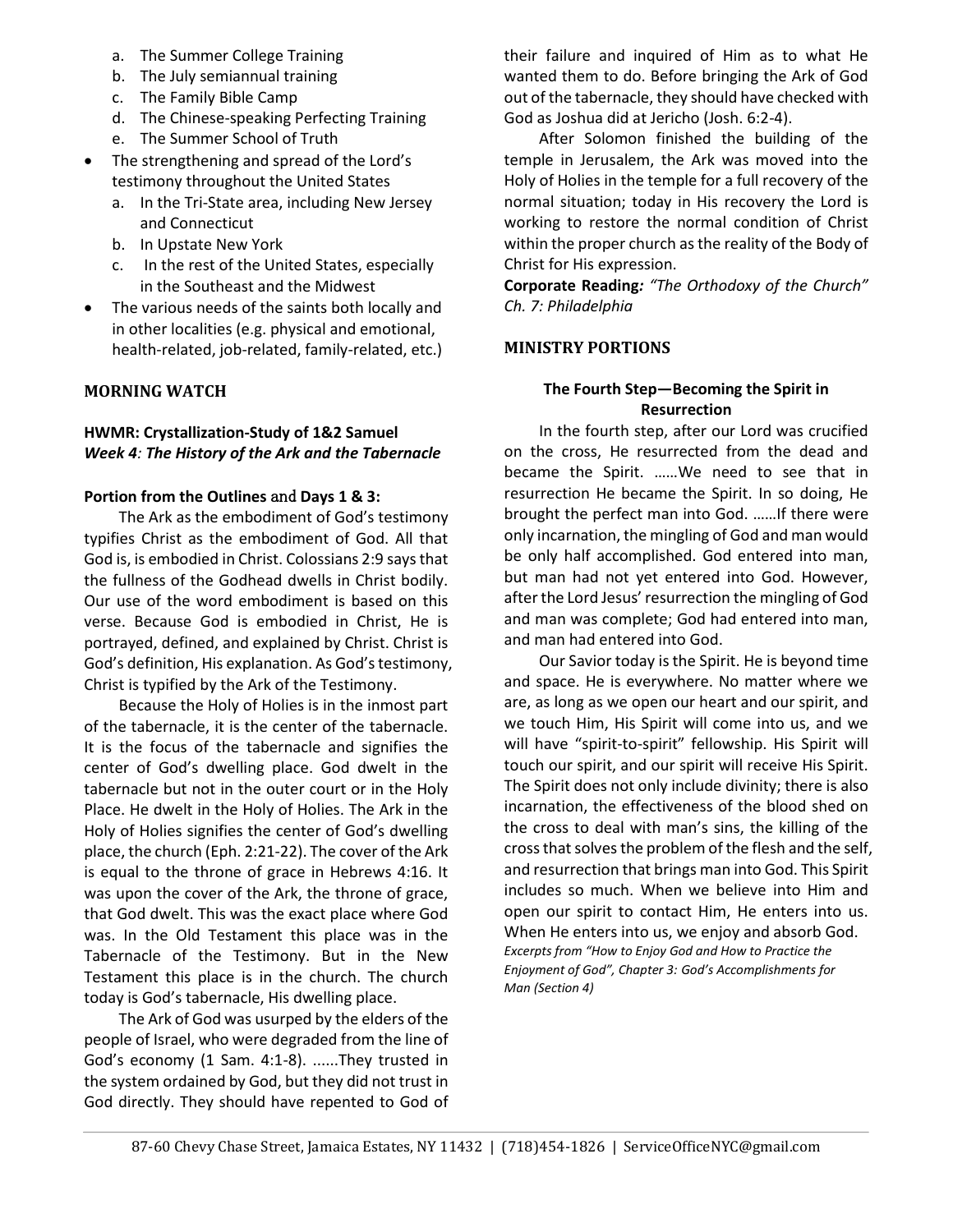a. The Summer College Training
b. The July semiannual training
c. The Family Bible Camp
d. The Chinese-speaking Perfecting Training
e. The Summer School of Truth

- The strengthening and spread of the Lord's testimony throughout the United States
  a. In the Tri-State area, including New Jersey and Connecticut
  b. In Upstate New York
  c. In the rest of the United States, especially in the Southeast and the Midwest
- The various needs of the saints both locally and in other localities (e.g. physical and emotional, health-related, job-related, family-related, etc.)

## MORNING WATCH

### HWMR: Crystallization-Study of 1&2 Samuel
***Week 4**: The History of the Ark and the Tabernacle*

**Portion from the Outlines and Days 1 & 3:**

The Ark as the embodiment of God's testimony typifies Christ as the embodiment of God. All that God is, is embodied in Christ. Colossians 2:9 says that the fullness of the Godhead dwells in Christ bodily. Our use of the word embodiment is based on this verse. Because God is embodied in Christ, He is portrayed, defined, and explained by Christ. Christ is God's definition, His explanation. As God's testimony, Christ is typified by the Ark of the Testimony.

Because the Holy of Holies is in the inmost part of the tabernacle, it is the center of the tabernacle. It is the focus of the tabernacle and signifies the center of God's dwelling place. God dwelt in the tabernacle but not in the outer court or in the Holy Place. He dwelt in the Holy of Holies. The Ark in the Holy of Holies signifies the center of God's dwelling place, the church (Eph. 2:21-22). The cover of the Ark is equal to the throne of grace in Hebrews 4:16. It was upon the cover of the Ark, the throne of grace, that God dwelt. This was the exact place where God was. In the Old Testament this place was in the Tabernacle of the Testimony. But in the New Testament this place is in the church. The church today is God's tabernacle, His dwelling place.

The Ark of God was usurped by the elders of the people of Israel, who were degraded from the line of God's economy (1 Sam. 4:1-8). ......They trusted in the system ordained by God, but they did not trust in God directly. They should have repented to God of their failure and inquired of Him as to what He wanted them to do. Before bringing the Ark of God out of the tabernacle, they should have checked with God as Joshua did at Jericho (Josh. 6:2-4).

After Solomon finished the building of the temple in Jerusalem, the Ark was moved into the Holy of Holies in the temple for a full recovery of the normal situation; today in His recovery the Lord is working to restore the normal condition of Christ within the proper church as the reality of the Body of Christ for His expression.

**Corporate Reading***: "The Orthodoxy of the Church" Ch. 7: Philadelphia*

## MINISTRY PORTIONS

### The Fourth Step—Becoming the Spirit in Resurrection

In the fourth step, after our Lord was crucified on the cross, He resurrected from the dead and became the Spirit. ……We need to see that in resurrection He became the Spirit. In so doing, He brought the perfect man into God. ……If there were only incarnation, the mingling of God and man would be only half accomplished. God entered into man, but man had not yet entered into God. However, after the Lord Jesus' resurrection the mingling of God and man was complete; God had entered into man, and man had entered into God.

Our Savior today is the Spirit. He is beyond time and space. He is everywhere. No matter where we are, as long as we open our heart and our spirit, and we touch Him, His Spirit will come into us, and we will have "spirit-to-spirit" fellowship. His Spirit will touch our spirit, and our spirit will receive His Spirit. The Spirit does not only include divinity; there is also incarnation, the effectiveness of the blood shed on the cross to deal with man's sins, the killing of the cross that solves the problem of the flesh and the self, and resurrection that brings man into God. This Spirit includes so much. When we believe into Him and open our spirit to contact Him, He enters into us. When He enters into us, we enjoy and absorb God.

*Excerpts from "How to Enjoy God and How to Practice the Enjoyment of God", Chapter 3: God's Accomplishments for Man (Section 4)*